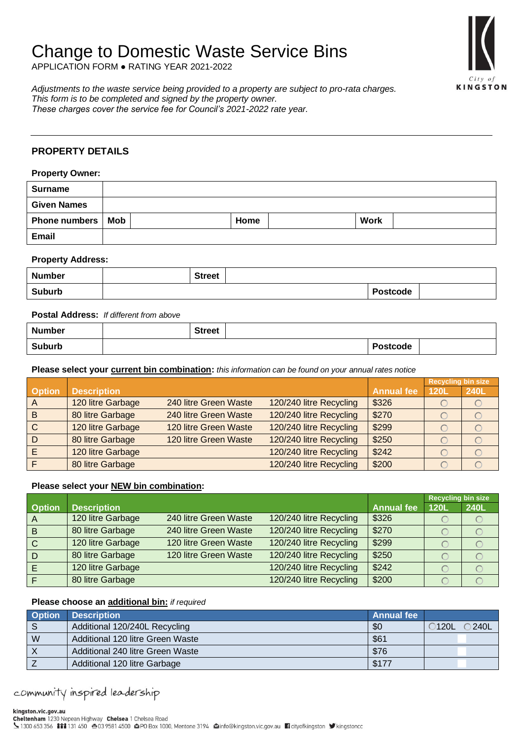# Change to Domestic Waste Service Bins

APPLICATION FORM ● RATING YEAR 2021-2022

City of KINGSTON

*Adjustments to the waste service being provided to a property are subject to pro-rata charges.*
*This form is to be completed and signed by the property owner.*
*These charges cover the service fee for Council's 2021-2022 rate year.*

---

## PROPERTY DETAILS

**Property Owner:**

| **Surname** | | | | | |
|---|---|---|---|---|---|
| **Given Names** | | | | | |
| **Phone numbers** | **Mob** | | **Home** | | **Work** |
| **Email** | | | | | |

**Property Address:**

| **Number** | | **Street** | | | |
|---|---|---|---|---|---|
| **Suburb** | | | | **Postcode** | |

**Postal Address:** *If different from above*

| **Number** | | **Street** | | | |
|---|---|---|---|---|---|
| **Suburb** | | | | **Postcode** | |

**Please select your current bin combination:** *this information can be found on your annual rates notice*

| Option | Description | | | Annual fee | Recycling bin size | |
|---|---|---|---|---|---|---|
| | | | | | 120L | 240L |
| A | 120 litre Garbage | 240 litre Green Waste | 120/240 litre Recycling | $326 | ○ | ○ |
| B | 80 litre Garbage | 240 litre Green Waste | 120/240 litre Recycling | $270 | ○ | ○ |
| C | 120 litre Garbage | 120 litre Green Waste | 120/240 litre Recycling | $299 | ○ | ○ |
| D | 80 litre Garbage | 120 litre Green Waste | 120/240 litre Recycling | $250 | ○ | ○ |
| E | 120 litre Garbage | | 120/240 litre Recycling | $242 | ○ | ○ |
| F | 80 litre Garbage | | 120/240 litre Recycling | $200 | ○ | ○ |

**Please select your NEW bin combination:**

| Option | Description | | | Annual fee | Recycling bin size | |
|---|---|---|---|---|---|---|
| | | | | | 120L | 240L |
| A | 120 litre Garbage | 240 litre Green Waste | 120/240 litre Recycling | $326 | ○ | ○ |
| B | 80 litre Garbage | 240 litre Green Waste | 120/240 litre Recycling | $270 | ○ | ○ |
| C | 120 litre Garbage | 120 litre Green Waste | 120/240 litre Recycling | $299 | ○ | ○ |
| D | 80 litre Garbage | 120 litre Green Waste | 120/240 litre Recycling | $250 | ○ | ○ |
| E | 120 litre Garbage | | 120/240 litre Recycling | $242 | ○ | ○ |
| F | 80 litre Garbage | | 120/240 litre Recycling | $200 | ○ | ○ |

**Please choose an additional bin:** *if required*

| Option | Description | Annual fee | |
|---|---|---|---|
| S | Additional 120/240L Recycling | $0 | ○120L ○240L |
| W | Additional 120 litre Green Waste | $61 | ☐ |
| X | Additional 240 litre Green Waste | $76 | ☐ |
| Z | Additional 120 litre Garbage | $177 | ☐ |

community inspired leadership

**kingston.vic.gov.au**
**Cheltenham** 1230 Nepean Highway **Chelsea** 1 Chelsea Road
1300 653 356 131 450 03 9581 4500 PO Box 1000, Mentone 3194 info@kingston.vic.gov.au cityofkingston kingstoncc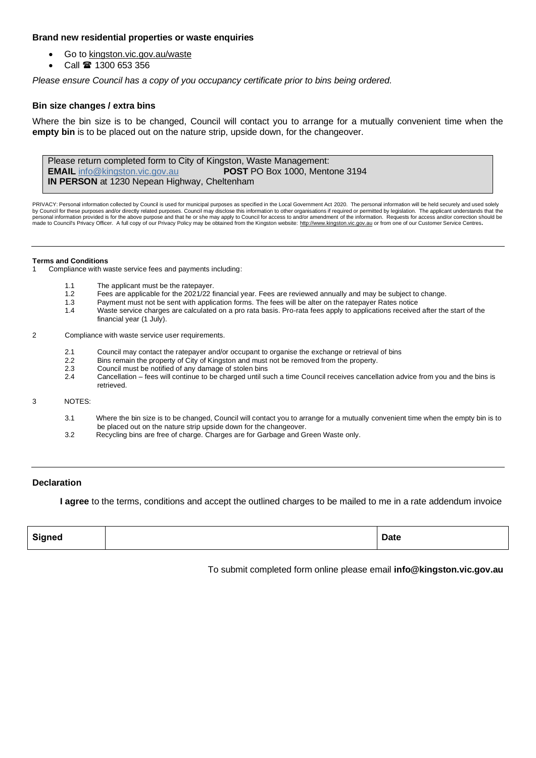**Brand new residential properties or waste enquiries**

- Go to kingston.vic.gov.au/waste
- Call ☎ 1300 653 356

*Please ensure Council has a copy of you occupancy certificate prior to bins being ordered.*

**Bin size changes / extra bins**

Where the bin size is to be changed, Council will contact you to arrange for a mutually convenient time when the **empty bin** is to be placed out on the nature strip, upside down, for the changeover.

Please return completed form to City of Kingston, Waste Management:
**EMAIL** info@kingston.vic.gov.au **POST** PO Box 1000, Mentone 3194
**IN PERSON** at 1230 Nepean Highway, Cheltenham

PRIVACY: Personal information collected by Council is used for municipal purposes as specified in the Local Government Act 2020. The personal information will be held securely and used solely by Council for these purposes and/or directly related purposes. Council may disclose this information to other organisations if required or permitted by legislation. The applicant understands that the personal information provided is for the above purpose and that he or she may apply to Council for access to and/or amendment of the information. Requests for access and/or correction should be made to Council's Privacy Officer. A full copy of our Privacy Policy may be obtained from the Kingston website: http://www.kingston.vic.gov.au or from one of our Customer Service Centres.

**Terms and Conditions**

1 Compliance with waste service fees and payments including:

- 1.1 The applicant must be the ratepayer.
- 1.2 Fees are applicable for the 2021/22 financial year. Fees are reviewed annually and may be subject to change.
- 1.3 Payment must not be sent with application forms. The fees will be alter on the ratepayer Rates notice
- 1.4 Waste service charges are calculated on a pro rata basis. Pro-rata fees apply to applications received after the start of the financial year (1 July).

2 Compliance with waste service user requirements.

- 2.1 Council may contact the ratepayer and/or occupant to organise the exchange or retrieval of bins
- 2.2 Bins remain the property of City of Kingston and must not be removed from the property.
- 2.3 Council must be notified of any damage of stolen bins
- 2.4 Cancellation – fees will continue to be charged until such a time Council receives cancellation advice from you and the bins is retrieved.

3 NOTES:

- 3.1 Where the bin size is to be changed, Council will contact you to arrange for a mutually convenient time when the empty bin is to be placed out on the nature strip upside down for the changeover.
- 3.2 Recycling bins are free of charge. Charges are for Garbage and Green Waste only.

**Declaration**

**I agree** to the terms, conditions and accept the outlined charges to be mailed to me in a rate addendum invoice

| | | | |
|---|---|---|---|
| **Signed** | | **Date** | |

To submit completed form online please email **info@kingston.vic.gov.au**